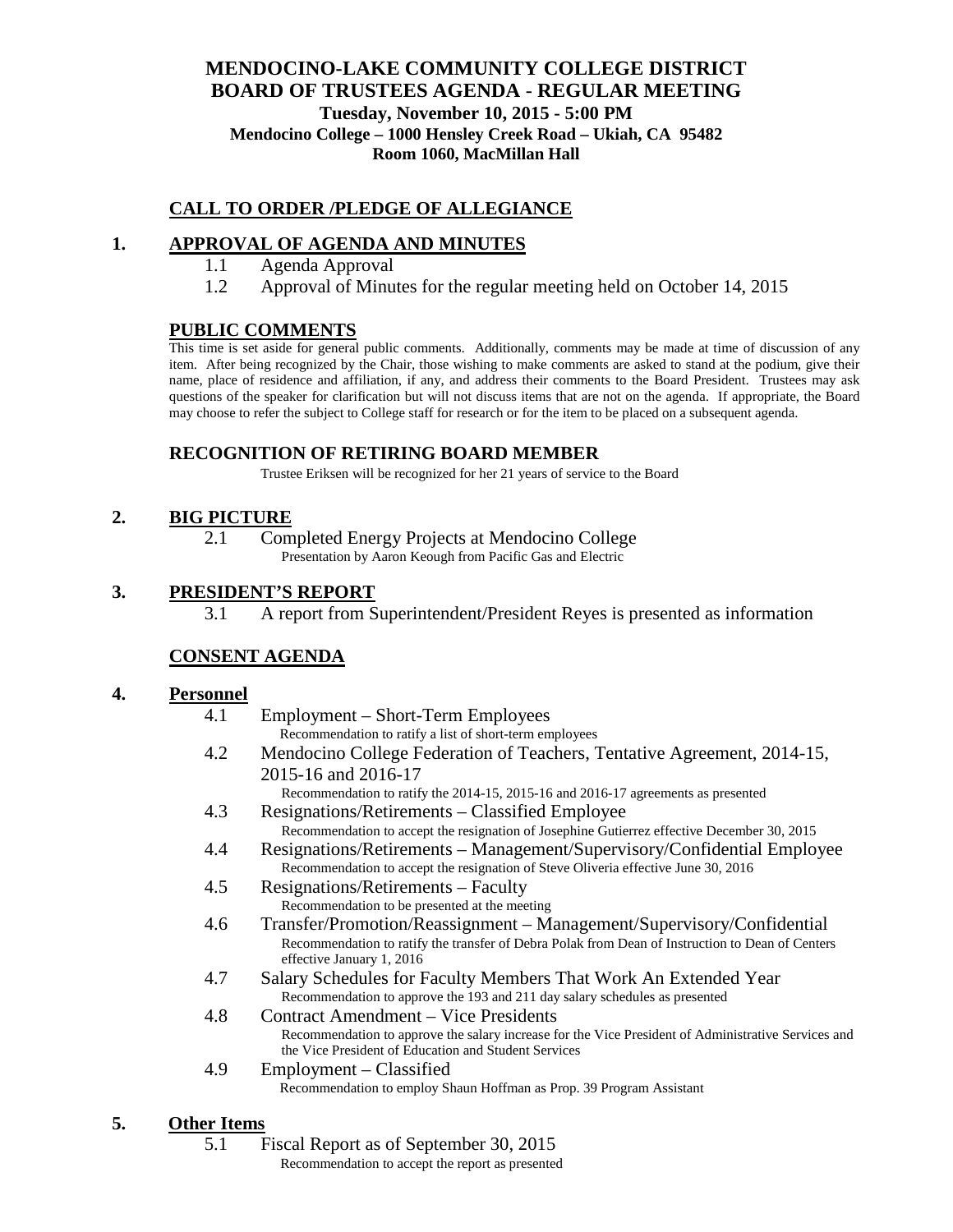# MENDOCINO-LAKE COMMUNITY COLLEGE DISTRICT
## BOARD OF TRUSTEES AGENDA - REGULAR MEETING

**Tuesday, November 10, 2015 - 5:00 PM**
**Mendocino College – 1000 Hensley Creek Road – Ukiah, CA 95482**
**Room 1060, MacMillan Hall**

## CALL TO ORDER /PLEDGE OF ALLEGIANCE

## 1. APPROVAL OF AGENDA AND MINUTES

1.1 Agenda Approval

1.2 Approval of Minutes for the regular meeting held on October 14, 2015

## PUBLIC COMMENTS

This time is set aside for general public comments. Additionally, comments may be made at time of discussion of any item. After being recognized by the Chair, those wishing to make comments are asked to stand at the podium, give their name, place of residence and affiliation, if any, and address their comments to the Board President. Trustees may ask questions of the speaker for clarification but will not discuss items that are not on the agenda. If appropriate, the Board may choose to refer the subject to College staff for research or for the item to be placed on a subsequent agenda.

## RECOGNITION OF RETIRING BOARD MEMBER

Trustee Eriksen will be recognized for her 21 years of service to the Board

## 2. BIG PICTURE

2.1 Completed Energy Projects at Mendocino College
Presentation by Aaron Keough from Pacific Gas and Electric

## 3. PRESIDENT'S REPORT

3.1 A report from Superintendent/President Reyes is presented as information

## CONSENT AGENDA

## 4. Personnel

4.1 Employment – Short-Term Employees
Recommendation to ratify a list of short-term employees

4.2 Mendocino College Federation of Teachers, Tentative Agreement, 2014-15, 2015-16 and 2016-17
Recommendation to ratify the 2014-15, 2015-16 and 2016-17 agreements as presented

4.3 Resignations/Retirements – Classified Employee
Recommendation to accept the resignation of Josephine Gutierrez effective December 30, 2015

4.4 Resignations/Retirements – Management/Supervisory/Confidential Employee
Recommendation to accept the resignation of Steve Oliveria effective June 30, 2016

4.5 Resignations/Retirements – Faculty
Recommendation to be presented at the meeting

4.6 Transfer/Promotion/Reassignment – Management/Supervisory/Confidential
Recommendation to ratify the transfer of Debra Polak from Dean of Instruction to Dean of Centers effective January 1, 2016

4.7 Salary Schedules for Faculty Members That Work An Extended Year
Recommendation to approve the 193 and 211 day salary schedules as presented

4.8 Contract Amendment – Vice Presidents
Recommendation to approve the salary increase for the Vice President of Administrative Services and the Vice President of Education and Student Services

4.9 Employment – Classified
Recommendation to employ Shaun Hoffman as Prop. 39 Program Assistant

## 5. Other Items

5.1 Fiscal Report as of September 30, 2015
Recommendation to accept the report as presented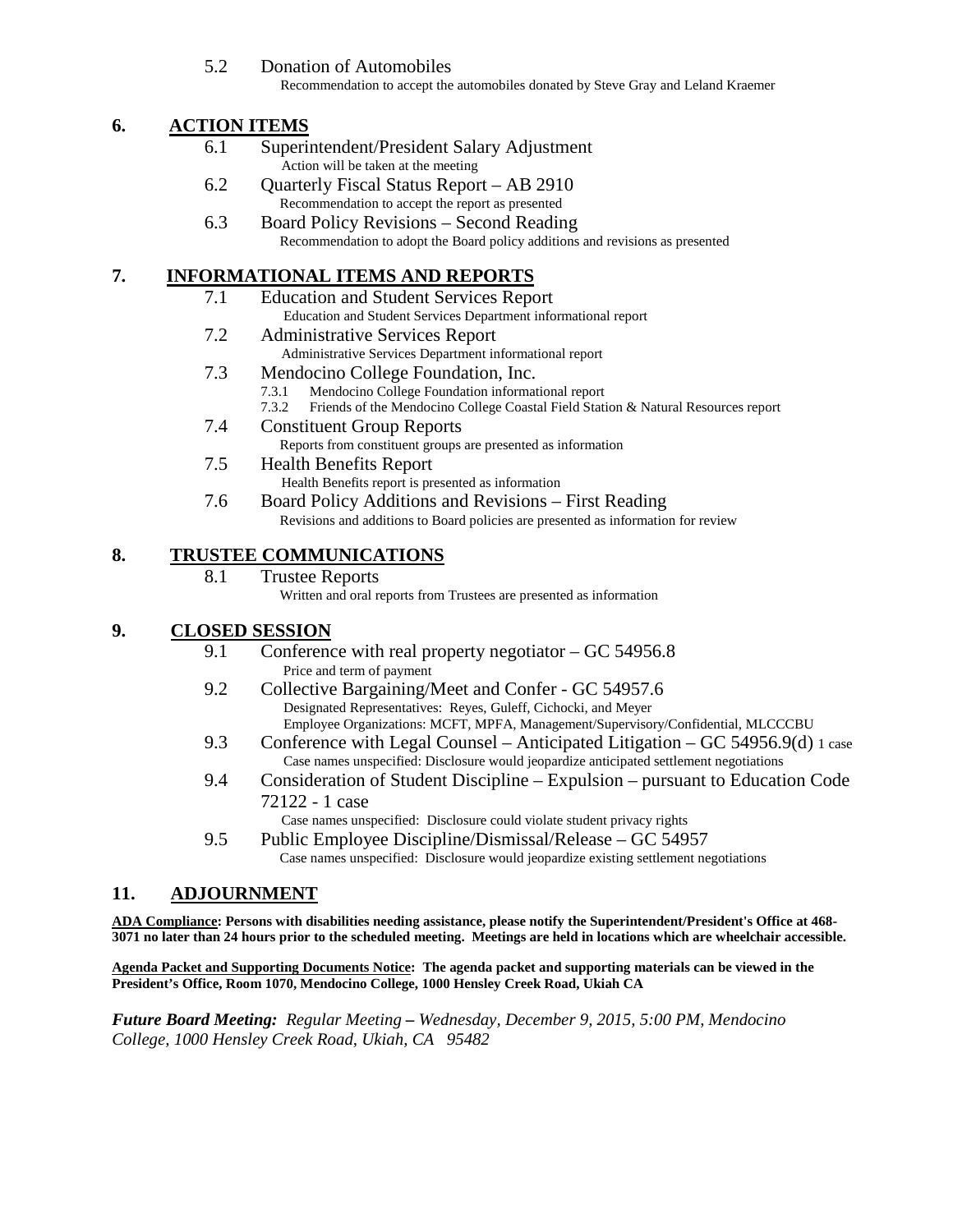5.2 Donation of Automobiles
Recommendation to accept the automobiles donated by Steve Gray and Leland Kraemer

## 6. ACTION ITEMS

6.1 Superintendent/President Salary Adjustment
Action will be taken at the meeting

6.2 Quarterly Fiscal Status Report – AB 2910
Recommendation to accept the report as presented

6.3 Board Policy Revisions – Second Reading
Recommendation to adopt the Board policy additions and revisions as presented

## 7. INFORMATIONAL ITEMS AND REPORTS

7.1 Education and Student Services Report
Education and Student Services Department informational report

7.2 Administrative Services Report
Administrative Services Department informational report

7.3 Mendocino College Foundation, Inc.
7.3.1 Mendocino College Foundation informational report
7.3.2 Friends of the Mendocino College Coastal Field Station & Natural Resources report

7.4 Constituent Group Reports
Reports from constituent groups are presented as information

7.5 Health Benefits Report
Health Benefits report is presented as information

7.6 Board Policy Additions and Revisions – First Reading
Revisions and additions to Board policies are presented as information for review

## 8. TRUSTEE COMMUNICATIONS

8.1 Trustee Reports
Written and oral reports from Trustees are presented as information

## 9. CLOSED SESSION

9.1 Conference with real property negotiator – GC 54956.8
Price and term of payment

9.2 Collective Bargaining/Meet and Confer - GC 54957.6
Designated Representatives: Reyes, Guleff, Cichocki, and Meyer
Employee Organizations: MCFT, MPFA, Management/Supervisory/Confidential, MLCCCBU

9.3 Conference with Legal Counsel – Anticipated Litigation – GC 54956.9(d) 1 case
Case names unspecified: Disclosure would jeopardize anticipated settlement negotiations

9.4 Consideration of Student Discipline – Expulsion – pursuant to Education Code 72122 - 1 case
Case names unspecified: Disclosure could violate student privacy rights

9.5 Public Employee Discipline/Dismissal/Release – GC 54957
Case names unspecified: Disclosure would jeopardize existing settlement negotiations

## 11. ADJOURNMENT

**ADA Compliance: Persons with disabilities needing assistance, please notify the Superintendent/President's Office at 468-3071 no later than 24 hours prior to the scheduled meeting. Meetings are held in locations which are wheelchair accessible.**

**Agenda Packet and Supporting Documents Notice: The agenda packet and supporting materials can be viewed in the President's Office, Room 1070, Mendocino College, 1000 Hensley Creek Road, Ukiah CA**

***Future Board Meeting:*** *Regular Meeting – Wednesday, December 9, 2015, 5:00 PM, Mendocino College, 1000 Hensley Creek Road, Ukiah, CA 95482*